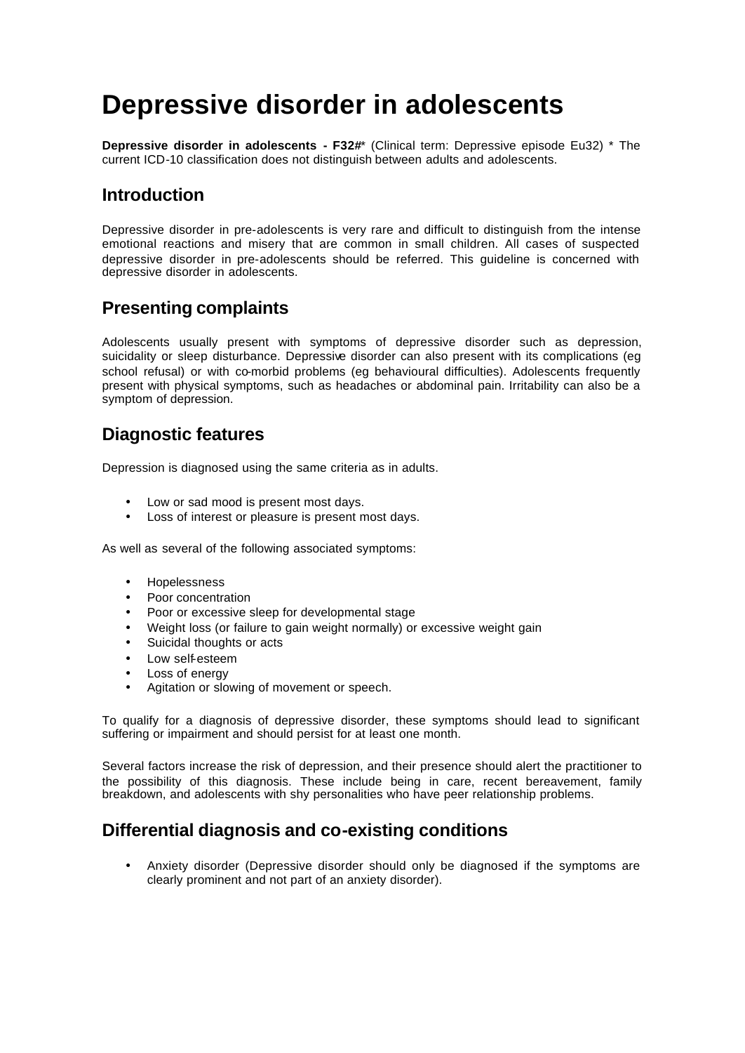# Depressive disorder in adolescents

**Depressive disorder in adolescents - F32#*** (Clinical term: Depressive episode Eu32) * The current ICD-10 classification does not distinguish between adults and adolescents.

## Introduction

Depressive disorder in pre-adolescents is very rare and difficult to distinguish from the intense emotional reactions and misery that are common in small children. All cases of suspected depressive disorder in pre-adolescents should be referred. This guideline is concerned with depressive disorder in adolescents.

## Presenting complaints

Adolescents usually present with symptoms of depressive disorder such as depression, suicidality or sleep disturbance. Depressive disorder can also present with its complications (eg school refusal) or with co-morbid problems (eg behavioural difficulties). Adolescents frequently present with physical symptoms, such as headaches or abdominal pain. Irritability can also be a symptom of depression.

## Diagnostic features

Depression is diagnosed using the same criteria as in adults.

- Low or sad mood is present most days.
- Loss of interest or pleasure is present most days.

As well as several of the following associated symptoms:

- Hopelessness
- Poor concentration
- Poor or excessive sleep for developmental stage
- Weight loss (or failure to gain weight normally) or excessive weight gain
- Suicidal thoughts or acts
- Low self-esteem
- Loss of energy
- Agitation or slowing of movement or speech.

To qualify for a diagnosis of depressive disorder, these symptoms should lead to significant suffering or impairment and should persist for at least one month.

Several factors increase the risk of depression, and their presence should alert the practitioner to the possibility of this diagnosis. These include being in care, recent bereavement, family breakdown, and adolescents with shy personalities who have peer relationship problems.

## Differential diagnosis and co-existing conditions

- Anxiety disorder (Depressive disorder should only be diagnosed if the symptoms are clearly prominent and not part of an anxiety disorder).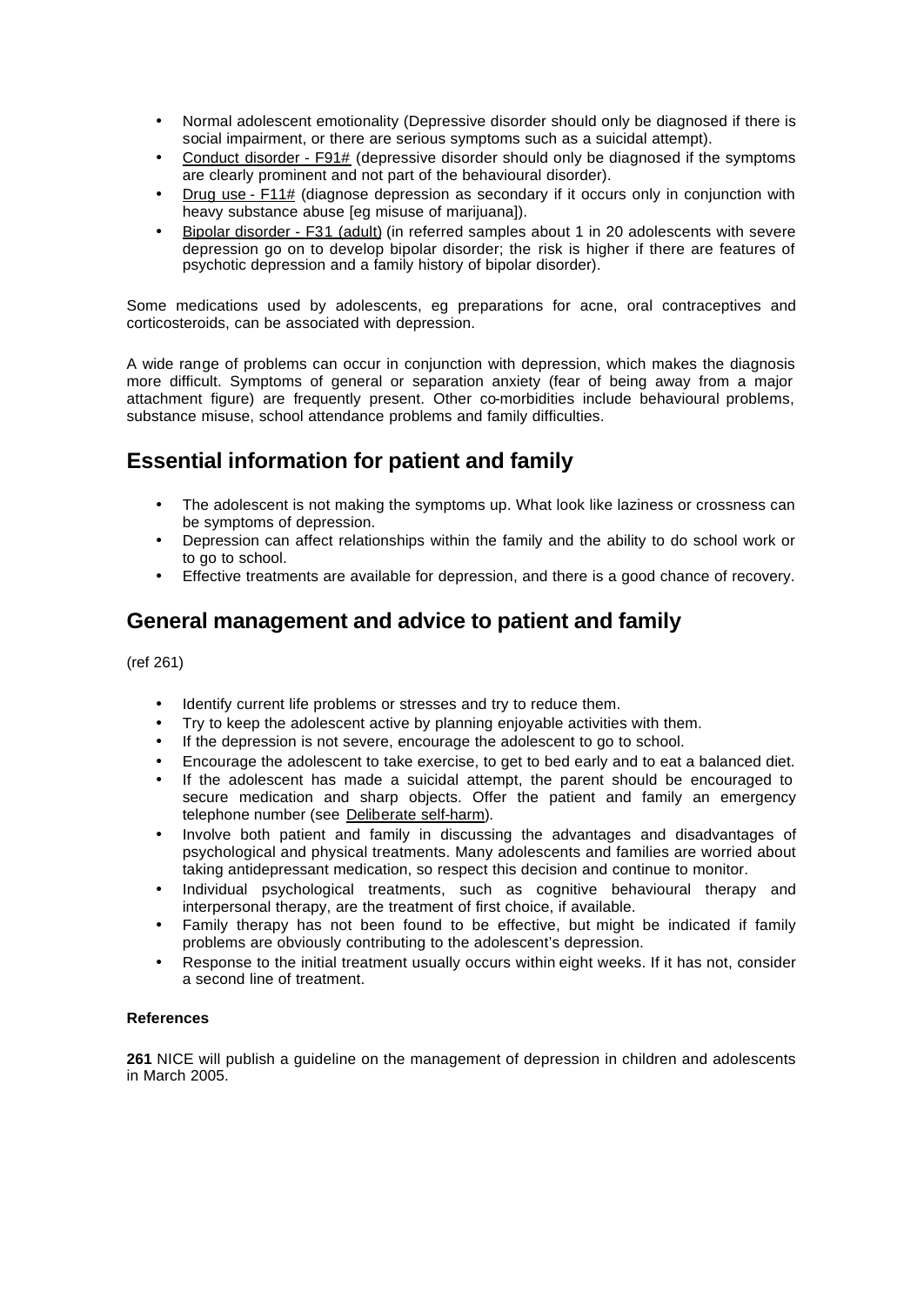- Normal adolescent emotionality (Depressive disorder should only be diagnosed if there is social impairment, or there are serious symptoms such as a suicidal attempt).
- Conduct disorder - F91# (depressive disorder should only be diagnosed if the symptoms are clearly prominent and not part of the behavioural disorder).
- Drug use - F11# (diagnose depression as secondary if it occurs only in conjunction with heavy substance abuse [eg misuse of marijuana]).
- Bipolar disorder - F31 (adult) (in referred samples about 1 in 20 adolescents with severe depression go on to develop bipolar disorder; the risk is higher if there are features of psychotic depression and a family history of bipolar disorder).

Some medications used by adolescents, eg preparations for acne, oral contraceptives and corticosteroids, can be associated with depression.

A wide range of problems can occur in conjunction with depression, which makes the diagnosis more difficult. Symptoms of general or separation anxiety (fear of being away from a major attachment figure) are frequently present. Other co-morbidities include behavioural problems, substance misuse, school attendance problems and family difficulties.

## Essential information for patient and family

- The adolescent is not making the symptoms up. What look like laziness or crossness can be symptoms of depression.
- Depression can affect relationships within the family and the ability to do school work or to go to school.
- Effective treatments are available for depression, and there is a good chance of recovery.

## General management and advice to patient and family

(ref 261)

- Identify current life problems or stresses and try to reduce them.
- Try to keep the adolescent active by planning enjoyable activities with them.
- If the depression is not severe, encourage the adolescent to go to school.
- Encourage the adolescent to take exercise, to get to bed early and to eat a balanced diet.
- If the adolescent has made a suicidal attempt, the parent should be encouraged to secure medication and sharp objects. Offer the patient and family an emergency telephone number (see Deliberate self-harm).
- Involve both patient and family in discussing the advantages and disadvantages of psychological and physical treatments. Many adolescents and families are worried about taking antidepressant medication, so respect this decision and continue to monitor.
- Individual psychological treatments, such as cognitive behavioural therapy and interpersonal therapy, are the treatment of first choice, if available.
- Family therapy has not been found to be effective, but might be indicated if family problems are obviously contributing to the adolescent's depression.
- Response to the initial treatment usually occurs within eight weeks. If it has not, consider a second line of treatment.

#### References

**261** NICE will publish a guideline on the management of depression in children and adolescents in March 2005.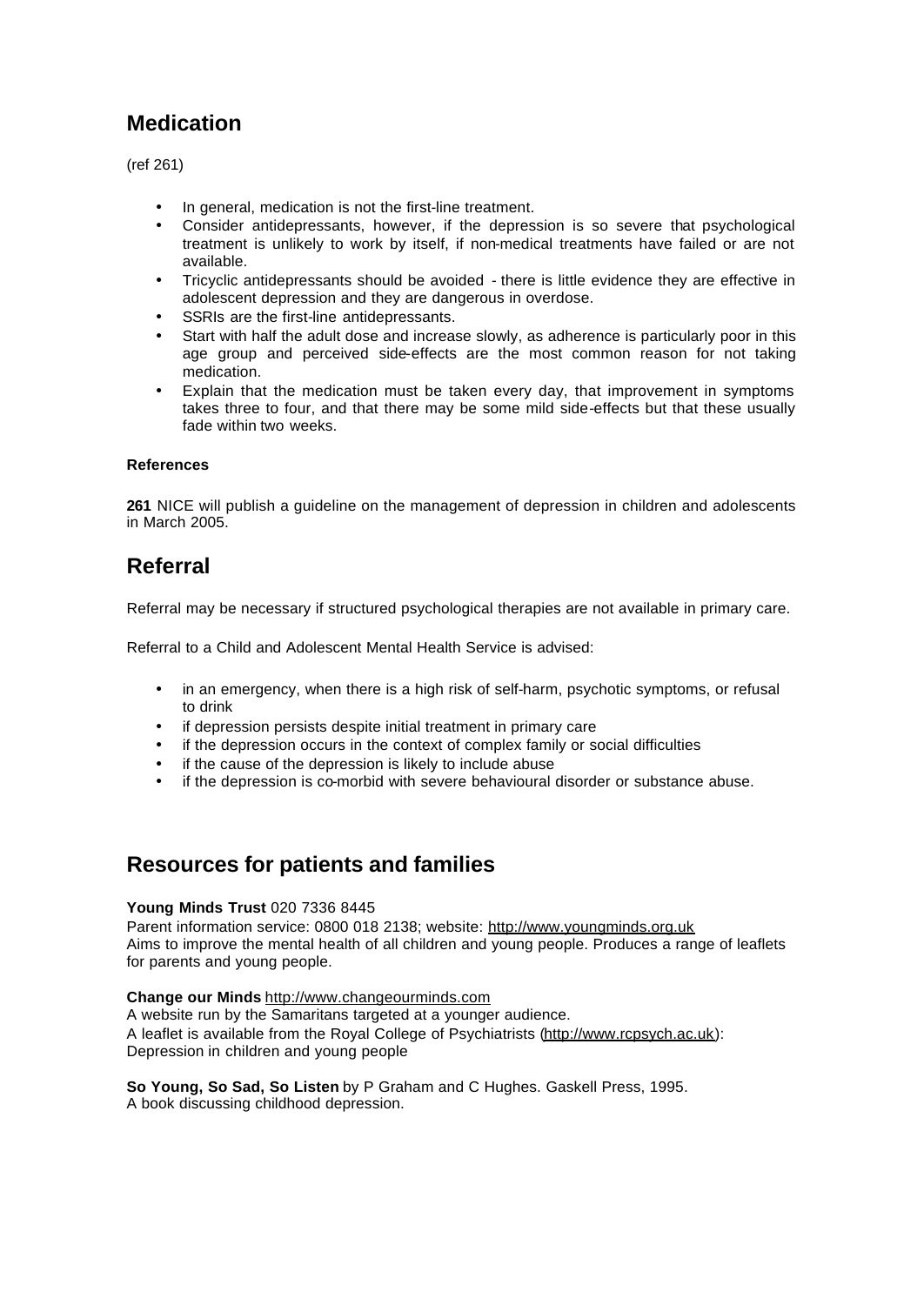## Medication

(ref 261)

- In general, medication is not the first-line treatment.
- Consider antidepressants, however, if the depression is so severe that psychological treatment is unlikely to work by itself, if non-medical treatments have failed or are not available.
- Tricyclic antidepressants should be avoided - there is little evidence they are effective in adolescent depression and they are dangerous in overdose.
- SSRIs are the first-line antidepressants.
- Start with half the adult dose and increase slowly, as adherence is particularly poor in this age group and perceived side-effects are the most common reason for not taking medication.
- Explain that the medication must be taken every day, that improvement in symptoms takes three to four, and that there may be some mild side-effects but that these usually fade within two weeks.

**References**

**261** NICE will publish a guideline on the management of depression in children and adolescents in March 2005.

## Referral

Referral may be necessary if structured psychological therapies are not available in primary care.

Referral to a Child and Adolescent Mental Health Service is advised:

- in an emergency, when there is a high risk of self-harm, psychotic symptoms, or refusal to drink
- if depression persists despite initial treatment in primary care
- if the depression occurs in the context of complex family or social difficulties
- if the cause of the depression is likely to include abuse
- if the depression is co-morbid with severe behavioural disorder or substance abuse.

## Resources for patients and families

**Young Minds Trust** 020 7336 8445
Parent information service: 0800 018 2138; website: http://www.youngminds.org.uk
Aims to improve the mental health of all children and young people. Produces a range of leaflets for parents and young people.

**Change our Minds** http://www.changeourminds.com
A website run by the Samaritans targeted at a younger audience.
A leaflet is available from the Royal College of Psychiatrists (http://www.rcpsych.ac.uk): Depression in children and young people

**So Young, So Sad, So Listen** by P Graham and C Hughes. Gaskell Press, 1995.
A book discussing childhood depression.